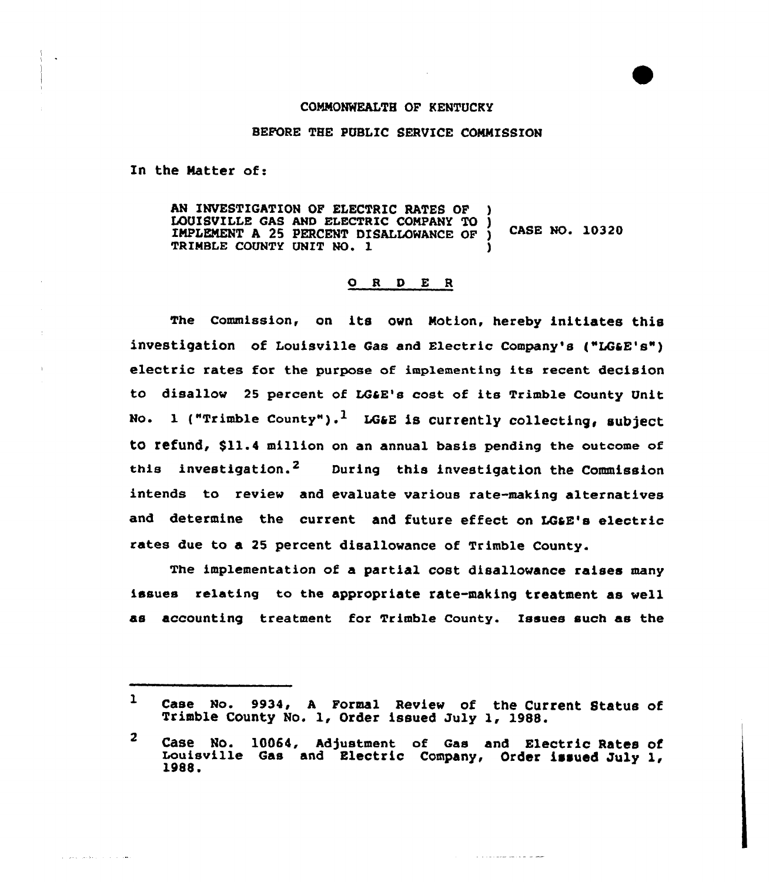COMMONWEALTH OF KENTUCKY

BEFORE THE PUBLIC SERVICE COMMISSION

In the Matter of:

AN INVESTIGATION OF ELECTRIC RATES OF LOUISVILLE GAS AND ELECTRIC COMPANY TO IMPLEMENT A 25 PERCENT DISALLOWANCE OF TRIMBLE COUNTY UNIT NO. 1 ) CASE NO. 10320

## O R D E R

The Commission, on its own Motion, hereby initiates this investigation of Louisville Gas and Electric Company's ("LG&E's") electric rates for the purpose of implementing its recent decision to disallow 25 percent of LG&E's cost of its Trimble County Unit No. 1 ("Trimble County").[1] LG&E is currently collecting, subject to refund, $11.4 million on an annual basis pending the outcome of this investigation.[2] During this investigation the Commission intends to review and evaluate various rate-making alternatives and determine the current and future effect on LG&E's electric rates due to a 25 percent disallowance of Trimble County.

The implementation of a partial cost disallowance raises many issues relating to the appropriate rate-making treatment as well as accounting treatment for Trimble County. Issues such as the

---

[1] Case No. 9934, A Formal Review of the Current Status of Trimble County No. 1, Order issued July 1, 1988.

[2] Case No. 10064, Adjustment of Gas and Electric Rates of Louisville Gas and Electric Company, Order issued July 1, 1988.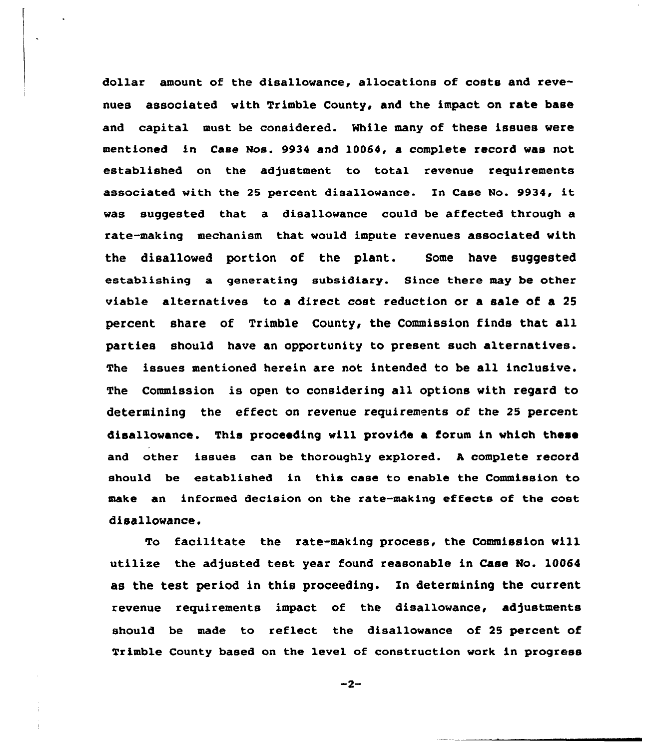dollar amount of the disallowance, allocations of costs and revenues associated with Trimble County, and the impact on rate base and capital must be considered. While many of these issues were mentioned in Case Nos. 9934 and 10064, a complete record was not established on the adjustment to total revenue requirements associated with the 25 percent disallowance. In Case No. 9934, it was suggested that a disallowance could be affected through a rate-making mechanism that would impute revenues associated with the disallowed portion of the plant. Some have suggested establishing a generating subsidiary. Since there may be other viable alternatives to a direct cost reduction or a sale of a 25 percent share of Trimble County, the Commission finds that all parties should have an opportunity to present such alternatives. The issues mentioned herein are not intended to be all inclusive. The Commission is open to considering all options with regard to determining the effect on revenue requirements of the 25 percent disallowance. This proceeding will provide a forum in which these and other issues can be thoroughly explored. A complete record should be established in this case to enable the Commission to make an informed decision on the rate-making effects of the cost disallowance.

To facilitate the rate-making process, the Commission will utilize the adjusted test year found reasonable in Case No. 10064 as the test period in this proceeding. In determining the current revenue requirements impact of the disallowance, adjustments should be made to reflect the disallowance of 25 percent of Trimble County based on the level of construction work in progress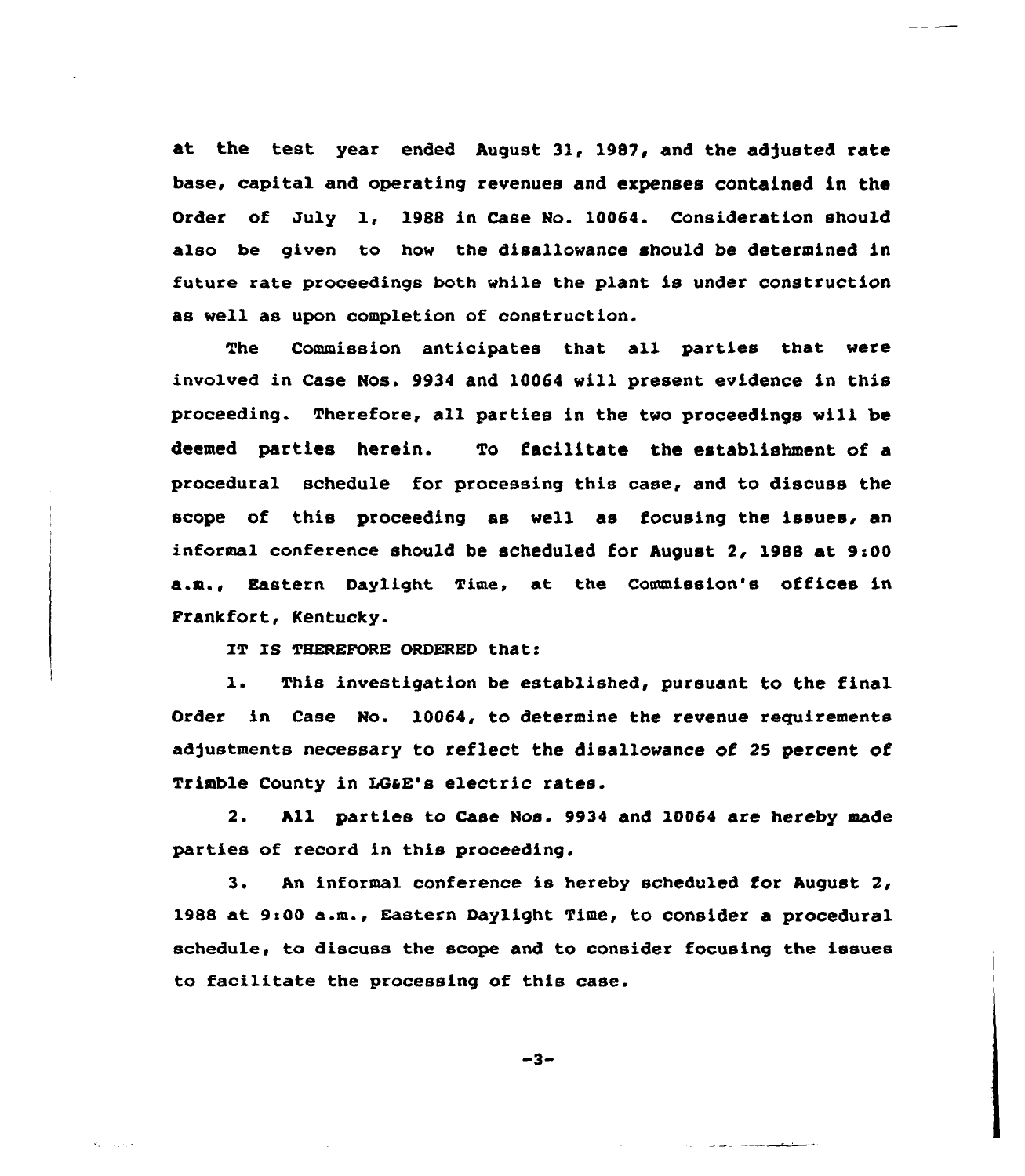at the test year ended August 31, 1987, and the adjusted rate base, capital and operating revenues and expenses contained in the Order of July 1, 1988 in Case No. 10064. Consideration should also be given to how the disallowance should be determined in future rate proceedings both while the plant is under construction as well as upon completion of construction.

The Commission anticipates that all parties that were involved in Case Nos. 9934 and 10064 will present evidence in this proceeding. Therefore, all parties in the two proceedings will be deemed parties herein. To facilitate the establishment of a procedural schedule for processing this case, and to discuss the scope of this proceeding as well as focusing the issues, an informal conference should be scheduled for August 2, 1988 at 9:00 a.m., Eastern Daylight Time, at the Commission's offices in Frankfort, Kentucky.

IT IS THEREFORE ORDERED that:

1. This investigation be established, pursuant to the final Order in Case No. 10064, to determine the revenue requirements adjustments necessary to reflect the disallowance of 25 percent of Trimble County in LG&E's electric rates.

2. All parties to Case Nos. 9934 and 10064 are hereby made parties of record in this proceeding.

3. An informal conference is hereby scheduled for August 2, 1988 at 9:00 a.m., Eastern Daylight Time, to consider a procedural schedule, to discuss the scope and to consider focusing the issues to facilitate the processing of this case.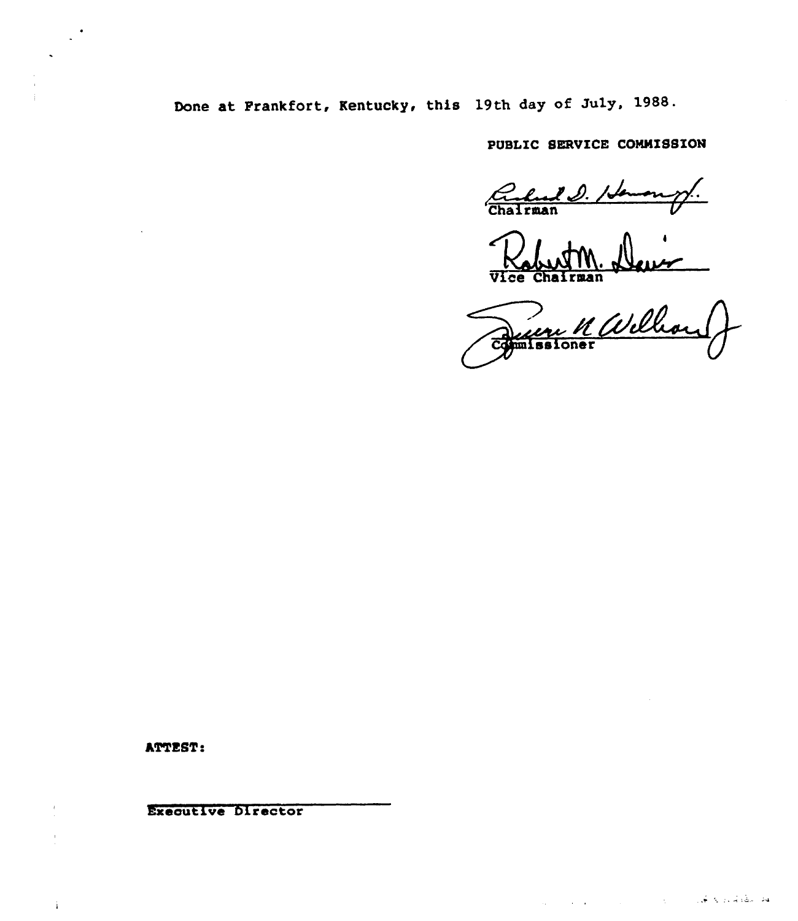Done at Frankfort, Kentucky, this 19th day of July, 1988.

PUBLIC SERVICE COMMISSION

Chairman

Vice Chairman

Commissioner

ATTEST:

Executive Director